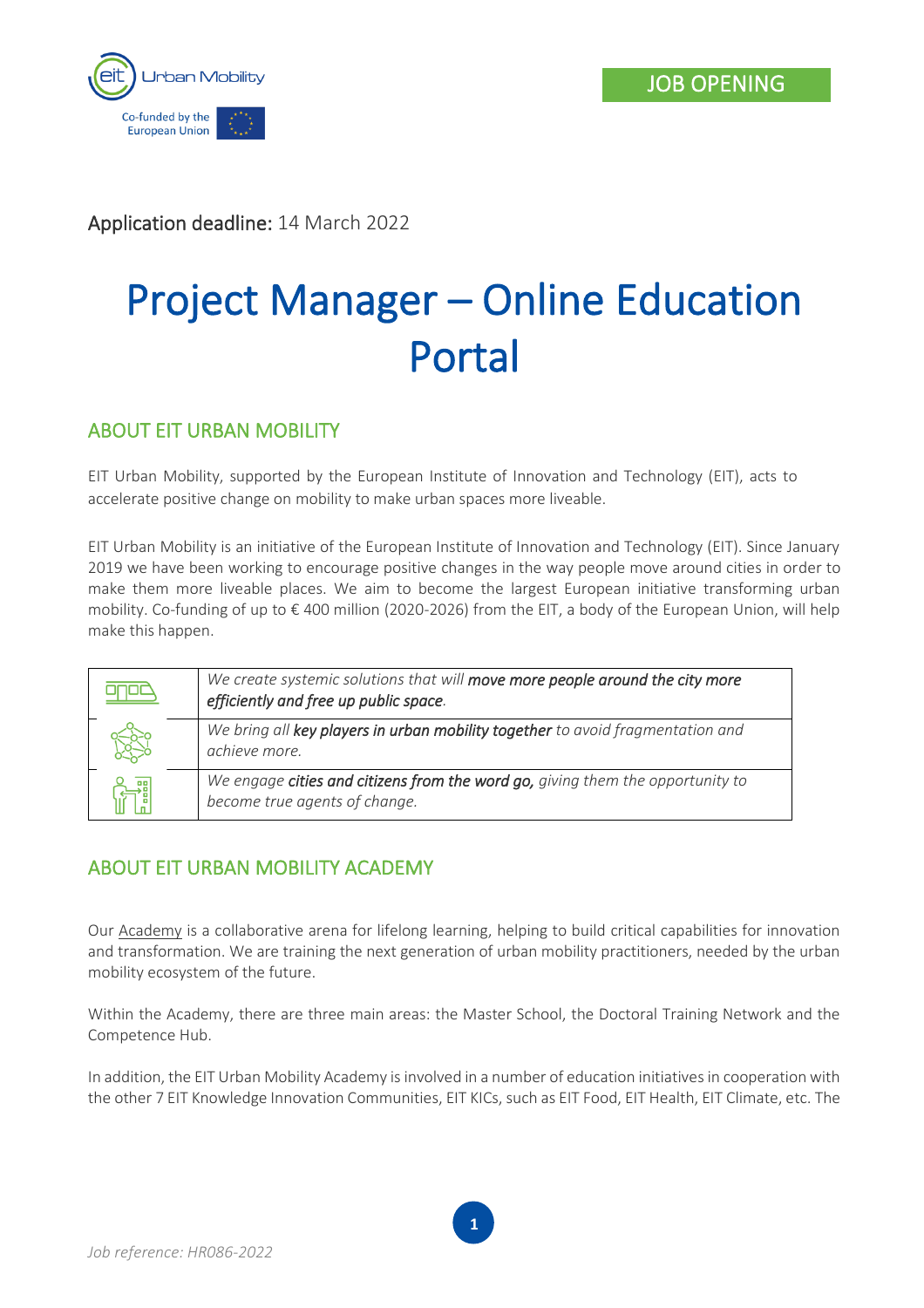JOB OPENING

**Application deadline:** 14 March 2022

# Project Manager – Online Education Portal

## ABOUT EIT URBAN MOBILITY

EIT Urban Mobility, supported by the European Institute of Innovation and Technology (EIT), acts to accelerate positive change on mobility to make urban spaces more liveable.

EIT Urban Mobility is an initiative of the European Institute of Innovation and Technology (EIT). Since January 2019 we have been working to encourage positive changes in the way people move around cities in order to make them more liveable places. We aim to become the largest European initiative transforming urban mobility. Co-funding of up to € 400 million (2020-2026) from the EIT, a body of the European Union, will help make this happen.

| | |
|---|---|
| | *We create systemic solutions that will **move more people around the city more efficiently and free up public space**.* |
| | *We bring all **key players in urban mobility together** to avoid fragmentation and achieve more.* |
| | *We engage **cities and citizens from the word go,** giving them the opportunity to become true agents of change.* |

## ABOUT EIT URBAN MOBILITY ACADEMY

Our Academy is a collaborative arena for lifelong learning, helping to build critical capabilities for innovation and transformation. We are training the next generation of urban mobility practitioners, needed by the urban mobility ecosystem of the future.

Within the Academy, there are three main areas: the Master School, the Doctoral Training Network and the Competence Hub.

In addition, the EIT Urban Mobility Academy is involved in a number of education initiatives in cooperation with the other 7 EIT Knowledge Innovation Communities, EIT KICs, such as EIT Food, EIT Health, EIT Climate, etc. The

*Job reference: HR086-2022*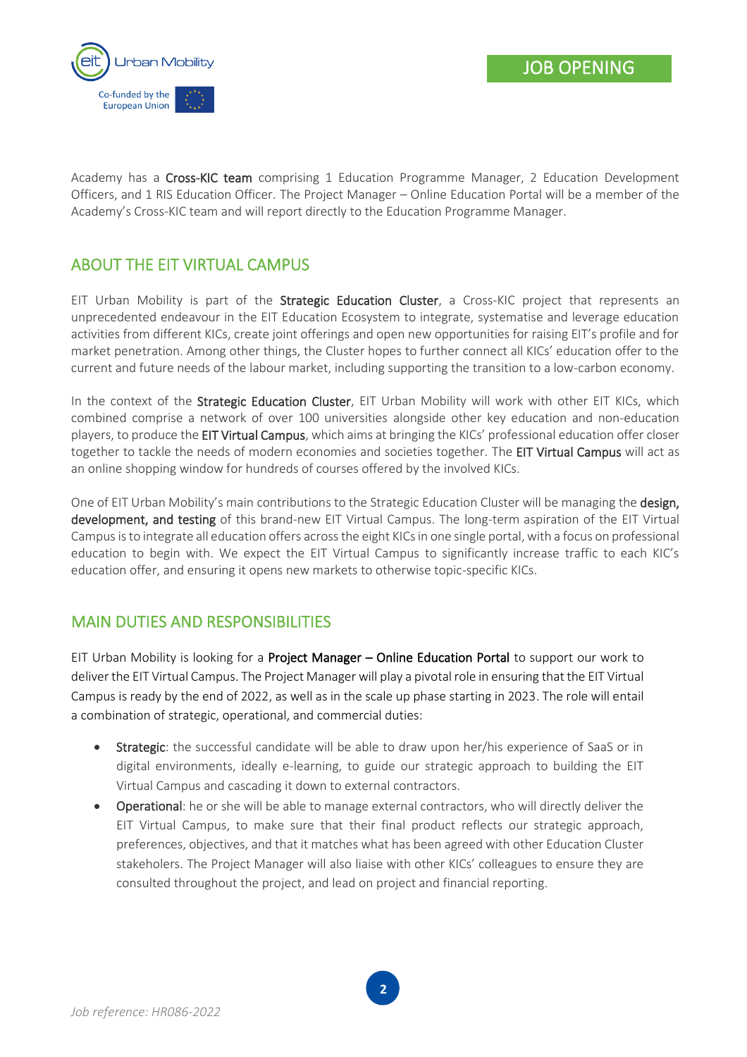Academy has a **Cross-KIC team** comprising 1 Education Programme Manager, 2 Education Development Officers, and 1 RIS Education Officer. The Project Manager – Online Education Portal will be a member of the Academy's Cross-KIC team and will report directly to the Education Programme Manager.

## ABOUT THE EIT VIRTUAL CAMPUS

EIT Urban Mobility is part of the **Strategic Education Cluster**, a Cross-KIC project that represents an unprecedented endeavour in the EIT Education Ecosystem to integrate, systematise and leverage education activities from different KICs, create joint offerings and open new opportunities for raising EIT's profile and for market penetration. Among other things, the Cluster hopes to further connect all KICs' education offer to the current and future needs of the labour market, including supporting the transition to a low-carbon economy.

In the context of the **Strategic Education Cluster**, EIT Urban Mobility will work with other EIT KICs, which combined comprise a network of over 100 universities alongside other key education and non-education players, to produce the **EIT Virtual Campus**, which aims at bringing the KICs' professional education offer closer together to tackle the needs of modern economies and societies together. The **EIT Virtual Campus** will act as an online shopping window for hundreds of courses offered by the involved KICs.

One of EIT Urban Mobility's main contributions to the Strategic Education Cluster will be managing the **design, development, and testing** of this brand-new EIT Virtual Campus. The long-term aspiration of the EIT Virtual Campus is to integrate all education offers across the eight KICs in one single portal, with a focus on professional education to begin with. We expect the EIT Virtual Campus to significantly increase traffic to each KIC's education offer, and ensuring it opens new markets to otherwise topic-specific KICs.

## MAIN DUTIES AND RESPONSIBILITIES

EIT Urban Mobility is looking for a **Project Manager – Online Education Portal** to support our work to deliver the EIT Virtual Campus. The Project Manager will play a pivotal role in ensuring that the EIT Virtual Campus is ready by the end of 2022, as well as in the scale up phase starting in 2023. The role will entail a combination of strategic, operational, and commercial duties:

- **Strategic**: the successful candidate will be able to draw upon her/his experience of SaaS or in digital environments, ideally e-learning, to guide our strategic approach to building the EIT Virtual Campus and cascading it down to external contractors.
- **Operational**: he or she will be able to manage external contractors, who will directly deliver the EIT Virtual Campus, to make sure that their final product reflects our strategic approach, preferences, objectives, and that it matches what has been agreed with other Education Cluster stakeholers. The Project Manager will also liaise with other KICs' colleagues to ensure they are consulted throughout the project, and lead on project and financial reporting.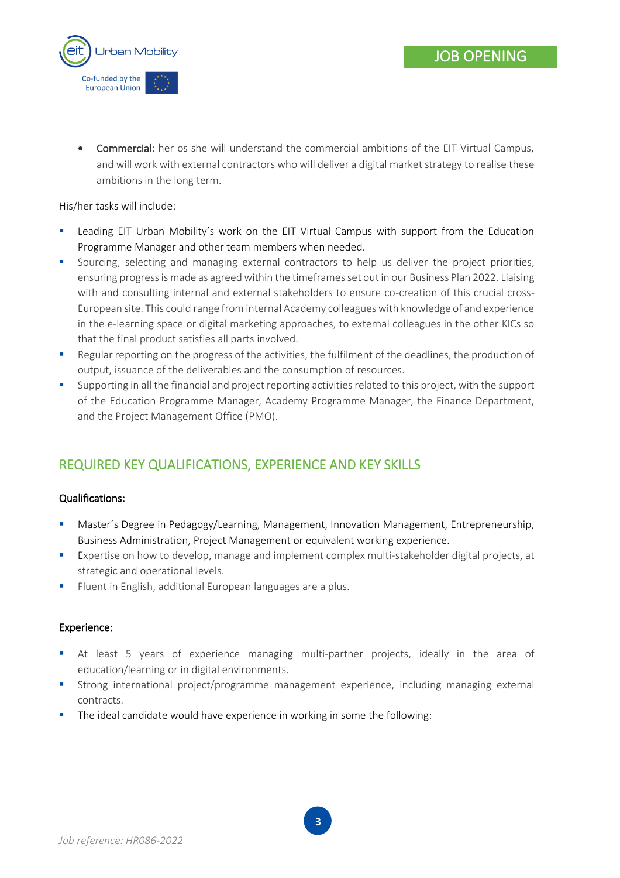- **Commercial**: her os she will understand the commercial ambitions of the EIT Virtual Campus, and will work with external contractors who will deliver a digital market strategy to realise these ambitions in the long term.

His/her tasks will include:

- Leading EIT Urban Mobility's work on the EIT Virtual Campus with support from the Education Programme Manager and other team members when needed.
- Sourcing, selecting and managing external contractors to help us deliver the project priorities, ensuring progress is made as agreed within the timeframes set out in our Business Plan 2022. Liaising with and consulting internal and external stakeholders to ensure co-creation of this crucial cross-European site. This could range from internal Academy colleagues with knowledge of and experience in the e-learning space or digital marketing approaches, to external colleagues in the other KICs so that the final product satisfies all parts involved.
- Regular reporting on the progress of the activities, the fulfilment of the deadlines, the production of output, issuance of the deliverables and the consumption of resources.
- Supporting in all the financial and project reporting activities related to this project, with the support of the Education Programme Manager, Academy Programme Manager, the Finance Department, and the Project Management Office (PMO).

## REQUIRED KEY QUALIFICATIONS, EXPERIENCE AND KEY SKILLS

### Qualifications:

- Master´s Degree in Pedagogy/Learning, Management, Innovation Management, Entrepreneurship, Business Administration, Project Management or equivalent working experience.
- Expertise on how to develop, manage and implement complex multi-stakeholder digital projects, at strategic and operational levels.
- Fluent in English, additional European languages are a plus.

### Experience:

- At least 5 years of experience managing multi-partner projects, ideally in the area of education/learning or in digital environments.
- Strong international project/programme management experience, including managing external contracts.
- The ideal candidate would have experience in working in some the following: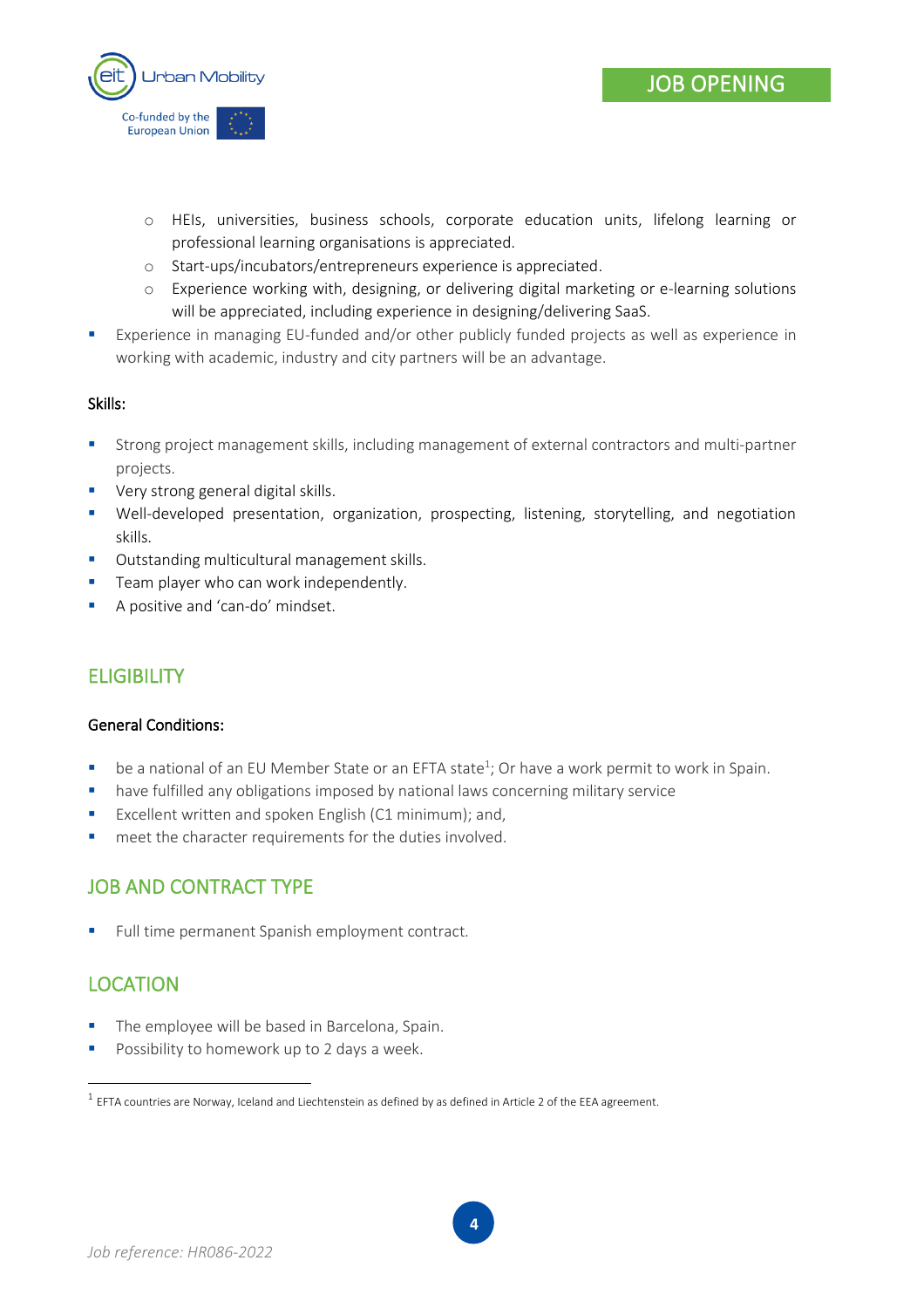- HEIs, universities, business schools, corporate education units, lifelong learning or professional learning organisations is appreciated.
    - Start-ups/incubators/entrepreneurs experience is appreciated.
    - Experience working with, designing, or delivering digital marketing or e-learning solutions will be appreciated, including experience in designing/delivering SaaS.
- Experience in managing EU-funded and/or other publicly funded projects as well as experience in working with academic, industry and city partners will be an advantage.

**Skills:**

- Strong project management skills, including management of external contractors and multi-partner projects.
- Very strong general digital skills.
- Well-developed presentation, organization, prospecting, listening, storytelling, and negotiation skills.
- Outstanding multicultural management skills.
- Team player who can work independently.
- A positive and 'can-do' mindset.

## ELIGIBILITY

**General Conditions:**

- be a national of an EU Member State or an EFTA state[1]; Or have a work permit to work in Spain.
- have fulfilled any obligations imposed by national laws concerning military service
- Excellent written and spoken English (C1 minimum); and,
- meet the character requirements for the duties involved.

## JOB AND CONTRACT TYPE

- Full time permanent Spanish employment contract.

## LOCATION

- The employee will be based in Barcelona, Spain.
- Possibility to homework up to 2 days a week.

[1] EFTA countries are Norway, Iceland and Liechtenstein as defined by as defined in Article 2 of the EEA agreement.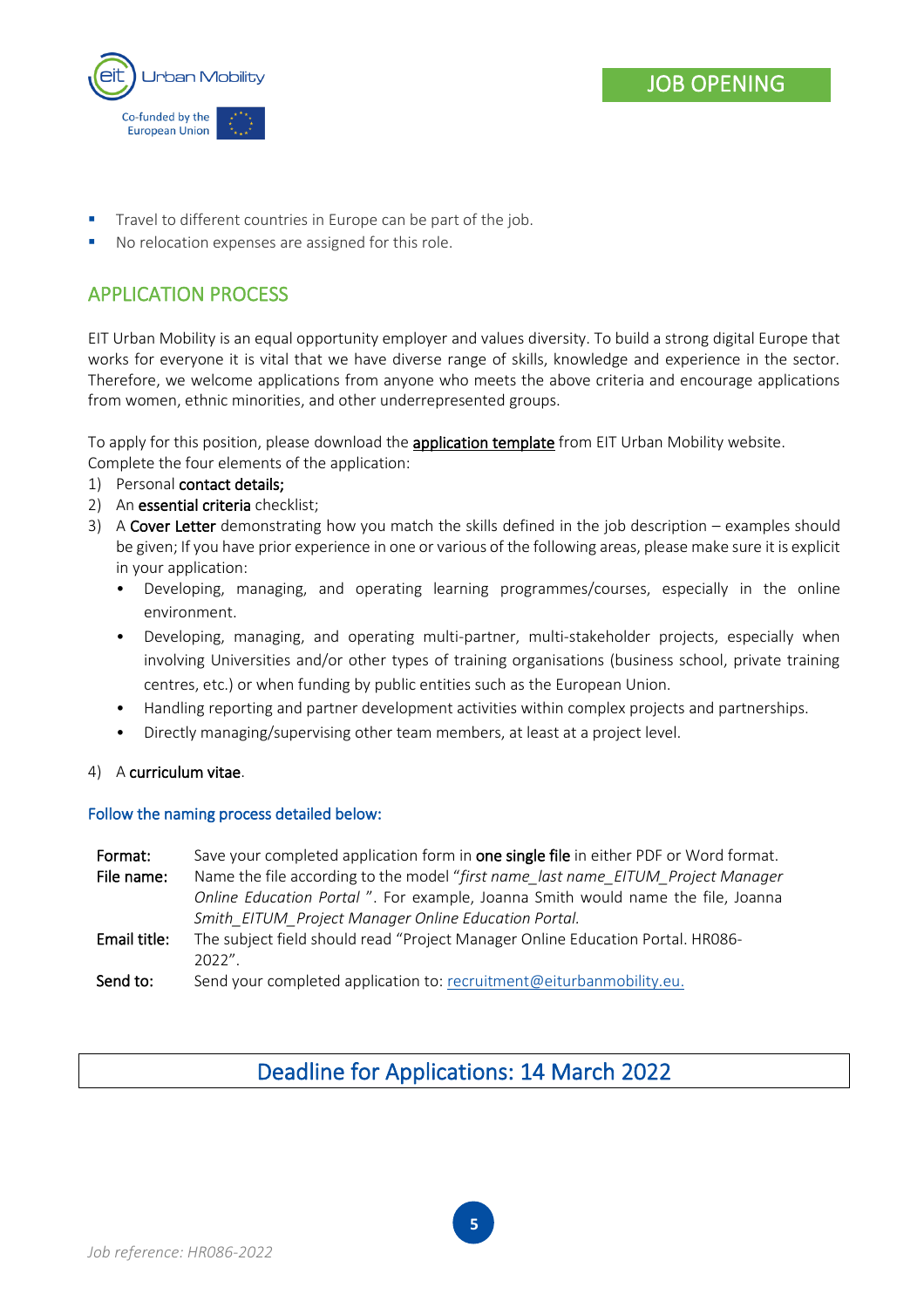- Travel to different countries in Europe can be part of the job.
- No relocation expenses are assigned for this role.

## APPLICATION PROCESS

EIT Urban Mobility is an equal opportunity employer and values diversity. To build a strong digital Europe that works for everyone it is vital that we have diverse range of skills, knowledge and experience in the sector. Therefore, we welcome applications from anyone who meets the above criteria and encourage applications from women, ethnic minorities, and other underrepresented groups.

To apply for this position, please download the **application template** from EIT Urban Mobility website.
Complete the four elements of the application:

1) Personal **contact details;**
2) An **essential criteria** checklist;
3) A **Cover Letter** demonstrating how you match the skills defined in the job description – examples should be given; If you have prior experience in one or various of the following areas, please make sure it is explicit in your application:
   - Developing, managing, and operating learning programmes/courses, especially in the online environment.
   - Developing, managing, and operating multi-partner, multi-stakeholder projects, especially when involving Universities and/or other types of training organisations (business school, private training centres, etc.) or when funding by public entities such as the European Union.
   - Handling reporting and partner development activities within complex projects and partnerships.
   - Directly managing/supervising other team members, at least at a project level.
4) A **curriculum vitae**.

### Follow the naming process detailed below:

**Format:** Save your completed application form in **one single file** in either PDF or Word format.

**File name:** Name the file according to the model "*first name_last name_EITUM_Project Manager Online Education Portal* ". For example, Joanna Smith would name the file, Joanna *Smith_EITUM_Project Manager Online Education Portal.*

**Email title:** The subject field should read "Project Manager Online Education Portal. HR086-2022".

**Send to:** Send your completed application to: recruitment@eiturbanmobility.eu.

## Deadline for Applications: 14 March 2022

*Job reference: HR086-2022*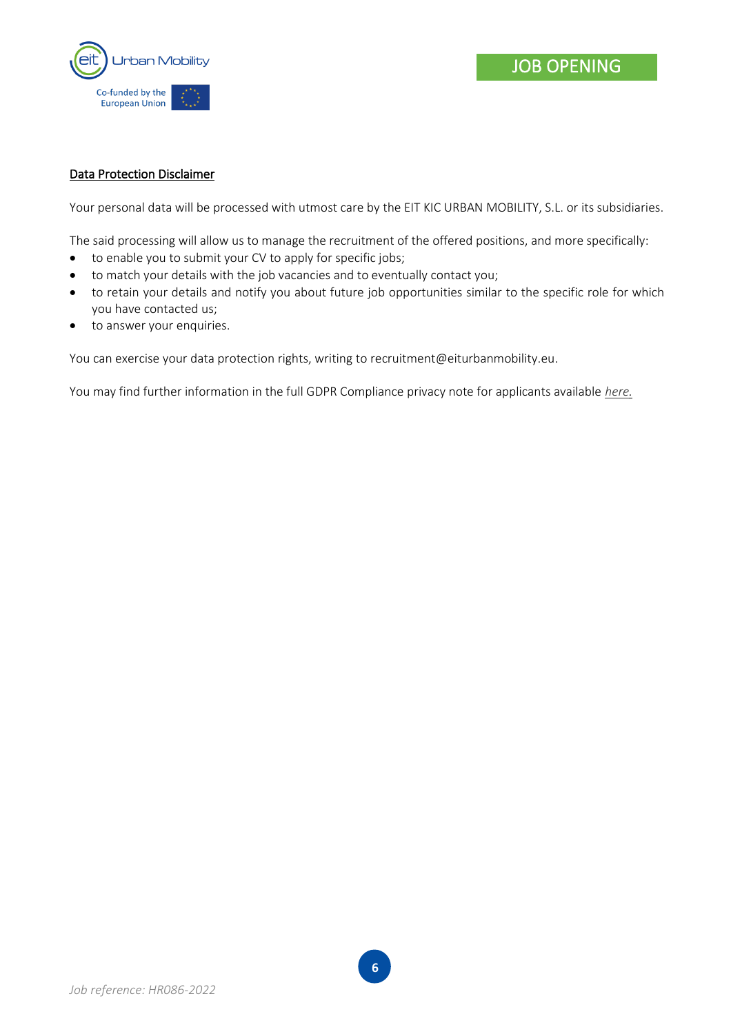Data Protection Disclaimer

Your personal data will be processed with utmost care by the EIT KIC URBAN MOBILITY, S.L. or its subsidiaries.

The said processing will allow us to manage the recruitment of the offered positions, and more specifically:

- to enable you to submit your CV to apply for specific jobs;
- to match your details with the job vacancies and to eventually contact you;
- to retain your details and notify you about future job opportunities similar to the specific role for which you have contacted us;
- to answer your enquiries.

You can exercise your data protection rights, writing to recruitment@eiturbanmobility.eu.

You may find further information in the full GDPR Compliance privacy note for applicants available *here.*